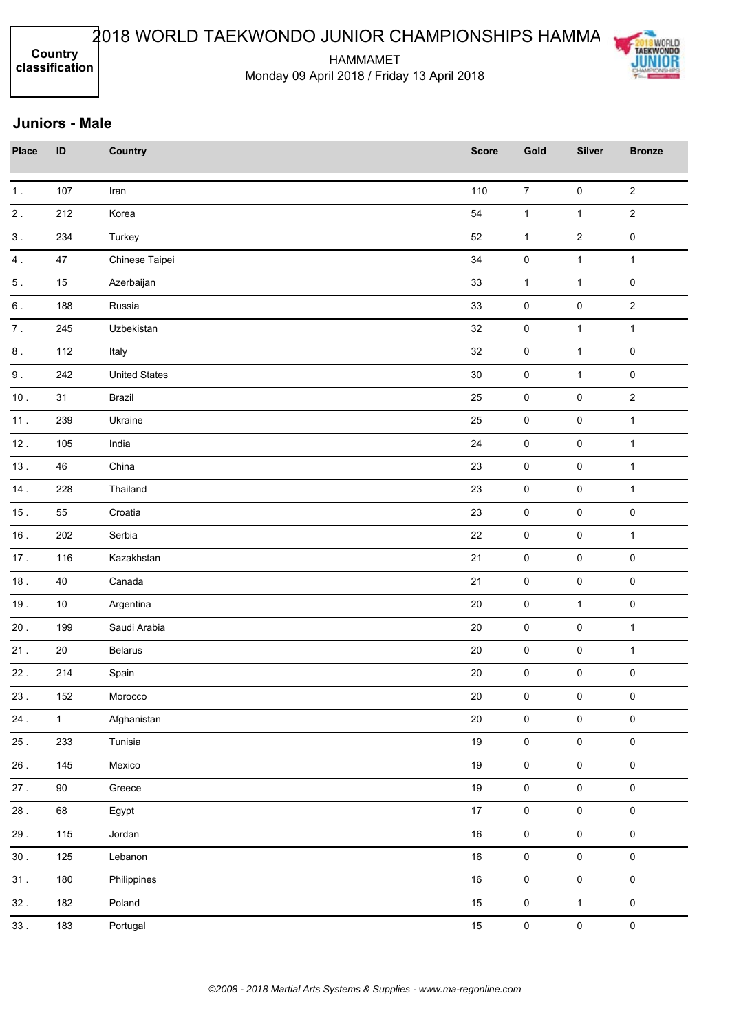# 2018 WORLD TAEKWONDO JUNIOR CHAMPIONSHIPS HAMMAMET

**Country classification**

HAMMAMET
Monday 09 April 2018 / Friday 13 April 2018

## Juniors - Male

| Place | ID | Country | Score | Gold | Silver | Bronze |
|---|---|---|---|---|---|---|
| 1 . | 107 | Iran | 110 | 7 | 0 | 2 |
| 2 . | 212 | Korea | 54 | 1 | 1 | 2 |
| 3 . | 234 | Turkey | 52 | 1 | 2 | 0 |
| 4 . | 47 | Chinese Taipei | 34 | 0 | 1 | 1 |
| 5 . | 15 | Azerbaijan | 33 | 1 | 1 | 0 |
| 6 . | 188 | Russia | 33 | 0 | 0 | 2 |
| 7 . | 245 | Uzbekistan | 32 | 0 | 1 | 1 |
| 8 . | 112 | Italy | 32 | 0 | 1 | 0 |
| 9 . | 242 | United States | 30 | 0 | 1 | 0 |
| 10 . | 31 | Brazil | 25 | 0 | 0 | 2 |
| 11 . | 239 | Ukraine | 25 | 0 | 0 | 1 |
| 12 . | 105 | India | 24 | 0 | 0 | 1 |
| 13 . | 46 | China | 23 | 0 | 0 | 1 |
| 14 . | 228 | Thailand | 23 | 0 | 0 | 1 |
| 15 . | 55 | Croatia | 23 | 0 | 0 | 0 |
| 16 . | 202 | Serbia | 22 | 0 | 0 | 1 |
| 17 . | 116 | Kazakhstan | 21 | 0 | 0 | 0 |
| 18 . | 40 | Canada | 21 | 0 | 0 | 0 |
| 19 . | 10 | Argentina | 20 | 0 | 1 | 0 |
| 20 . | 199 | Saudi Arabia | 20 | 0 | 0 | 1 |
| 21 . | 20 | Belarus | 20 | 0 | 0 | 1 |
| 22 . | 214 | Spain | 20 | 0 | 0 | 0 |
| 23 . | 152 | Morocco | 20 | 0 | 0 | 0 |
| 24 . | 1 | Afghanistan | 20 | 0 | 0 | 0 |
| 25 . | 233 | Tunisia | 19 | 0 | 0 | 0 |
| 26 . | 145 | Mexico | 19 | 0 | 0 | 0 |
| 27 . | 90 | Greece | 19 | 0 | 0 | 0 |
| 28 . | 68 | Egypt | 17 | 0 | 0 | 0 |
| 29 . | 115 | Jordan | 16 | 0 | 0 | 0 |
| 30 . | 125 | Lebanon | 16 | 0 | 0 | 0 |
| 31 . | 180 | Philippines | 16 | 0 | 0 | 0 |
| 32 . | 182 | Poland | 15 | 0 | 1 | 0 |
| 33 . | 183 | Portugal | 15 | 0 | 0 | 0 |

*©2008 - 2018 Martial Arts Systems & Supplies - www.ma-regonline.com*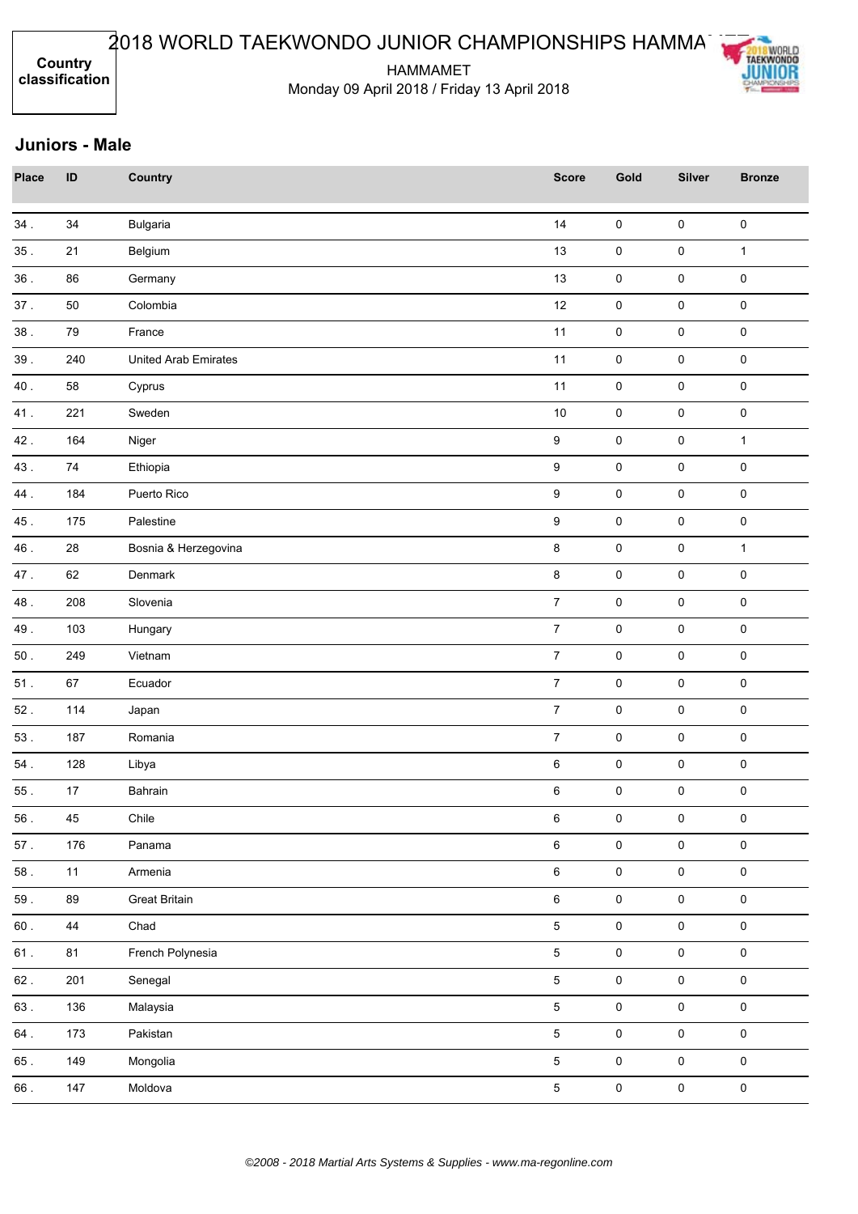# 2018 WORLD TAEKWONDO JUNIOR CHAMPIONSHIPS HAMMAMET

**Country classification**

HAMMAMET
Monday 09 April 2018 / Friday 13 April 2018

## Juniors - Male

| Place | ID | Country | Score | Gold | Silver | Bronze |
|---|---|---|---|---|---|---|
| 34 . | 34 | Bulgaria | 14 | 0 | 0 | 0 |
| 35 . | 21 | Belgium | 13 | 0 | 0 | 1 |
| 36 . | 86 | Germany | 13 | 0 | 0 | 0 |
| 37 . | 50 | Colombia | 12 | 0 | 0 | 0 |
| 38 . | 79 | France | 11 | 0 | 0 | 0 |
| 39 . | 240 | United Arab Emirates | 11 | 0 | 0 | 0 |
| 40 . | 58 | Cyprus | 11 | 0 | 0 | 0 |
| 41 . | 221 | Sweden | 10 | 0 | 0 | 0 |
| 42 . | 164 | Niger | 9 | 0 | 0 | 1 |
| 43 . | 74 | Ethiopia | 9 | 0 | 0 | 0 |
| 44 . | 184 | Puerto Rico | 9 | 0 | 0 | 0 |
| 45 . | 175 | Palestine | 9 | 0 | 0 | 0 |
| 46 . | 28 | Bosnia & Herzegovina | 8 | 0 | 0 | 1 |
| 47 . | 62 | Denmark | 8 | 0 | 0 | 0 |
| 48 . | 208 | Slovenia | 7 | 0 | 0 | 0 |
| 49 . | 103 | Hungary | 7 | 0 | 0 | 0 |
| 50 . | 249 | Vietnam | 7 | 0 | 0 | 0 |
| 51 . | 67 | Ecuador | 7 | 0 | 0 | 0 |
| 52 . | 114 | Japan | 7 | 0 | 0 | 0 |
| 53 . | 187 | Romania | 7 | 0 | 0 | 0 |
| 54 . | 128 | Libya | 6 | 0 | 0 | 0 |
| 55 . | 17 | Bahrain | 6 | 0 | 0 | 0 |
| 56 . | 45 | Chile | 6 | 0 | 0 | 0 |
| 57 . | 176 | Panama | 6 | 0 | 0 | 0 |
| 58 . | 11 | Armenia | 6 | 0 | 0 | 0 |
| 59 . | 89 | Great Britain | 6 | 0 | 0 | 0 |
| 60 . | 44 | Chad | 5 | 0 | 0 | 0 |
| 61 . | 81 | French Polynesia | 5 | 0 | 0 | 0 |
| 62 . | 201 | Senegal | 5 | 0 | 0 | 0 |
| 63 . | 136 | Malaysia | 5 | 0 | 0 | 0 |
| 64 . | 173 | Pakistan | 5 | 0 | 0 | 0 |
| 65 . | 149 | Mongolia | 5 | 0 | 0 | 0 |
| 66 . | 147 | Moldova | 5 | 0 | 0 | 0 |

*©2008 - 2018 Martial Arts Systems & Supplies - www.ma-regonline.com*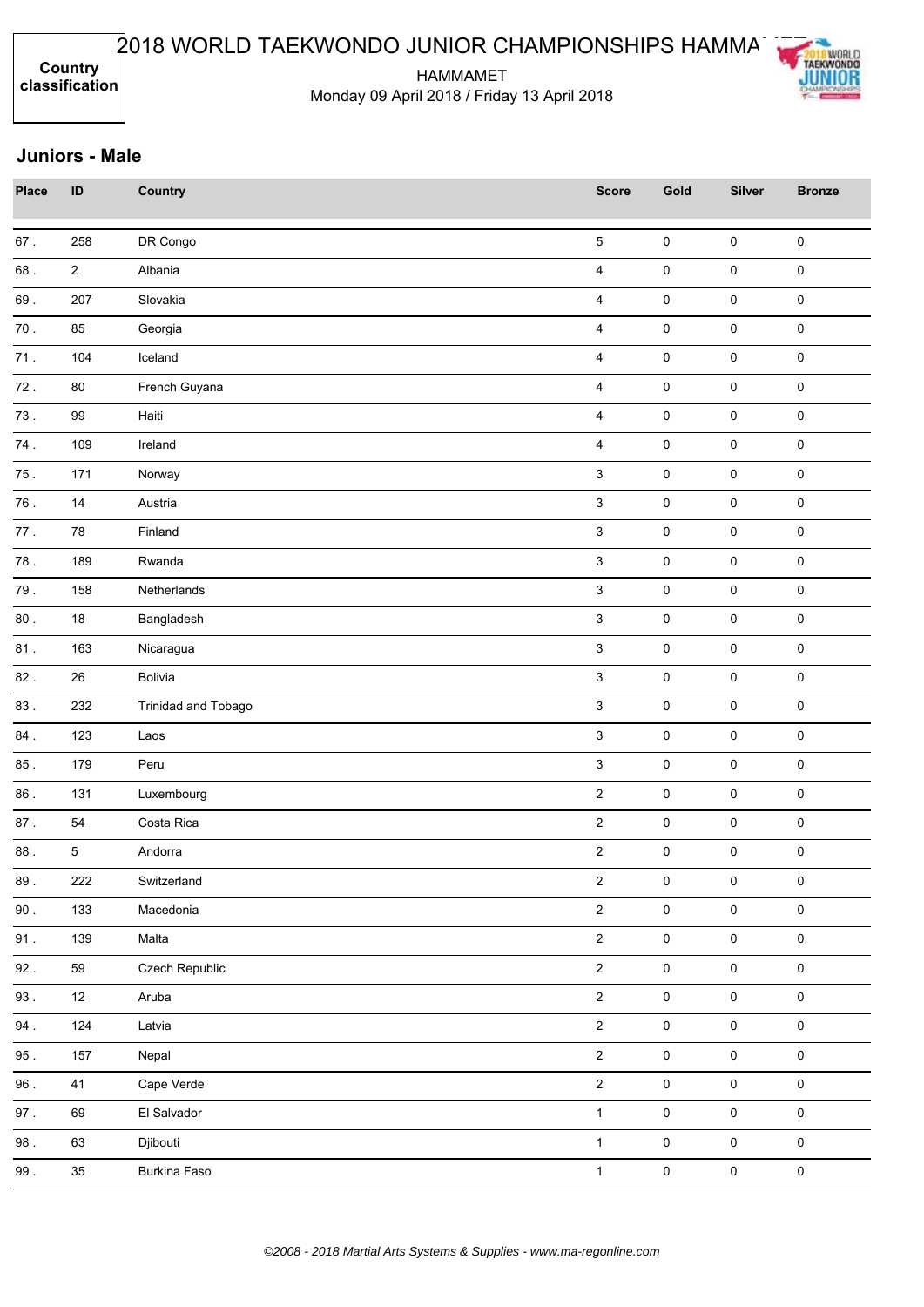## Juniors - Male

| Place | ID | Country | Score | Gold | Silver | Bronze |
|---|---|---|---|---|---|---|
| 67 . | 258 | DR Congo | 5 | 0 | 0 | 0 |
| 68 . | 2 | Albania | 4 | 0 | 0 | 0 |
| 69 . | 207 | Slovakia | 4 | 0 | 0 | 0 |
| 70 . | 85 | Georgia | 4 | 0 | 0 | 0 |
| 71 . | 104 | Iceland | 4 | 0 | 0 | 0 |
| 72 . | 80 | French Guyana | 4 | 0 | 0 | 0 |
| 73 . | 99 | Haiti | 4 | 0 | 0 | 0 |
| 74 . | 109 | Ireland | 4 | 0 | 0 | 0 |
| 75 . | 171 | Norway | 3 | 0 | 0 | 0 |
| 76 . | 14 | Austria | 3 | 0 | 0 | 0 |
| 77 . | 78 | Finland | 3 | 0 | 0 | 0 |
| 78 . | 189 | Rwanda | 3 | 0 | 0 | 0 |
| 79 . | 158 | Netherlands | 3 | 0 | 0 | 0 |
| 80 . | 18 | Bangladesh | 3 | 0 | 0 | 0 |
| 81 . | 163 | Nicaragua | 3 | 0 | 0 | 0 |
| 82 . | 26 | Bolivia | 3 | 0 | 0 | 0 |
| 83 . | 232 | Trinidad and Tobago | 3 | 0 | 0 | 0 |
| 84 . | 123 | Laos | 3 | 0 | 0 | 0 |
| 85 . | 179 | Peru | 3 | 0 | 0 | 0 |
| 86 . | 131 | Luxembourg | 2 | 0 | 0 | 0 |
| 87 . | 54 | Costa Rica | 2 | 0 | 0 | 0 |
| 88 . | 5 | Andorra | 2 | 0 | 0 | 0 |
| 89 . | 222 | Switzerland | 2 | 0 | 0 | 0 |
| 90 . | 133 | Macedonia | 2 | 0 | 0 | 0 |
| 91 . | 139 | Malta | 2 | 0 | 0 | 0 |
| 92 . | 59 | Czech Republic | 2 | 0 | 0 | 0 |
| 93 . | 12 | Aruba | 2 | 0 | 0 | 0 |
| 94 . | 124 | Latvia | 2 | 0 | 0 | 0 |
| 95 . | 157 | Nepal | 2 | 0 | 0 | 0 |
| 96 . | 41 | Cape Verde | 2 | 0 | 0 | 0 |
| 97 . | 69 | El Salvador | 1 | 0 | 0 | 0 |
| 98 . | 63 | Djibouti | 1 | 0 | 0 | 0 |
| 99 . | 35 | Burkina Faso | 1 | 0 | 0 | 0 |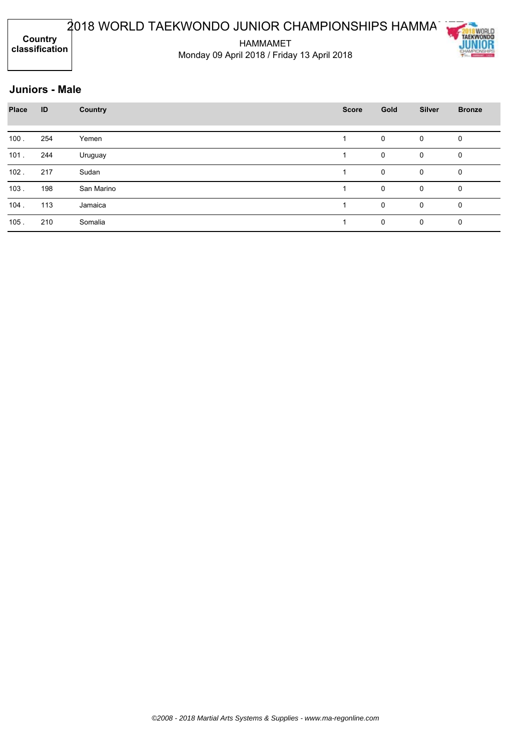## Juniors - Male

| Place | ID | Country | Score | Gold | Silver | Bronze |
|---|---|---|---|---|---|---|
| 100 . | 254 | Yemen | 1 | 0 | 0 | 0 |
| 101 . | 244 | Uruguay | 1 | 0 | 0 | 0 |
| 102 . | 217 | Sudan | 1 | 0 | 0 | 0 |
| 103 . | 198 | San Marino | 1 | 0 | 0 | 0 |
| 104 . | 113 | Jamaica | 1 | 0 | 0 | 0 |
| 105 . | 210 | Somalia | 1 | 0 | 0 | 0 |